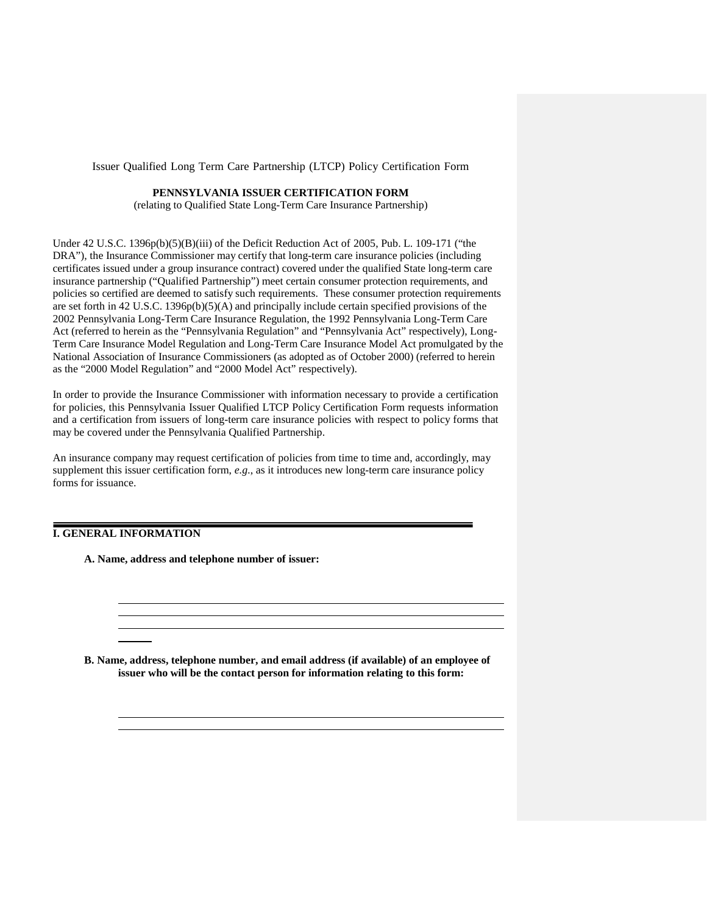Issuer Qualified Long Term Care Partnership (LTCP) Policy Certification Form

**PENNSYLVANIA ISSUER CERTIFICATION FORM**
(relating to Qualified State Long-Term Care Insurance Partnership)

Under 42 U.S.C. 1396p(b)(5)(B)(iii) of the Deficit Reduction Act of 2005, Pub. L. 109-171 ("the DRA"), the Insurance Commissioner may certify that long-term care insurance policies (including certificates issued under a group insurance contract) covered under the qualified State long-term care insurance partnership ("Qualified Partnership") meet certain consumer protection requirements, and policies so certified are deemed to satisfy such requirements. These consumer protection requirements are set forth in 42 U.S.C. 1396p(b)(5)(A) and principally include certain specified provisions of the 2002 Pennsylvania Long-Term Care Insurance Regulation, the 1992 Pennsylvania Long-Term Care Act (referred to herein as the "Pennsylvania Regulation" and "Pennsylvania Act" respectively), Long-Term Care Insurance Model Regulation and Long-Term Care Insurance Model Act promulgated by the National Association of Insurance Commissioners (as adopted as of October 2000) (referred to herein as the "2000 Model Regulation" and "2000 Model Act" respectively).

In order to provide the Insurance Commissioner with information necessary to provide a certification for policies, this Pennsylvania Issuer Qualified LTCP Policy Certification Form requests information and a certification from issuers of long-term care insurance policies with respect to policy forms that may be covered under the Pennsylvania Qualified Partnership.

An insurance company may request certification of policies from time to time and, accordingly, may supplement this issuer certification form, *e.g*., as it introduces new long-term care insurance policy forms for issuance.

---

## I. GENERAL INFORMATION

**A. Name, address and telephone number of issuer:**

\_\_\_\_\_\_\_\_\_\_\_\_\_\_\_\_\_\_\_\_\_\_\_\_\_\_\_\_\_\_\_\_\_\_\_\_\_\_\_\_\_\_\_\_\_\_\_\_\_\_\_\_\_\_\_\_

\_\_\_\_\_\_\_\_\_\_\_\_\_\_\_\_\_\_\_\_\_\_\_\_\_\_\_\_\_\_\_\_\_\_\_\_\_\_\_\_\_\_\_\_\_\_\_\_\_\_\_\_\_\_\_\_

\_\_\_\_\_\_\_\_\_\_\_\_\_\_\_\_\_\_\_\_\_\_\_\_\_\_\_\_\_\_\_\_\_\_\_\_\_\_\_\_\_\_\_\_\_\_\_\_\_\_\_\_\_\_\_\_

\_\_\_\_\_

**B. Name, address, telephone number, and email address (if available) of an employee of issuer who will be the contact person for information relating to this form:**

\_\_\_\_\_\_\_\_\_\_\_\_\_\_\_\_\_\_\_\_\_\_\_\_\_\_\_\_\_\_\_\_\_\_\_\_\_\_\_\_\_\_\_\_\_\_\_\_\_\_\_\_\_\_\_\_

\_\_\_\_\_\_\_\_\_\_\_\_\_\_\_\_\_\_\_\_\_\_\_\_\_\_\_\_\_\_\_\_\_\_\_\_\_\_\_\_\_\_\_\_\_\_\_\_\_\_\_\_\_\_\_\_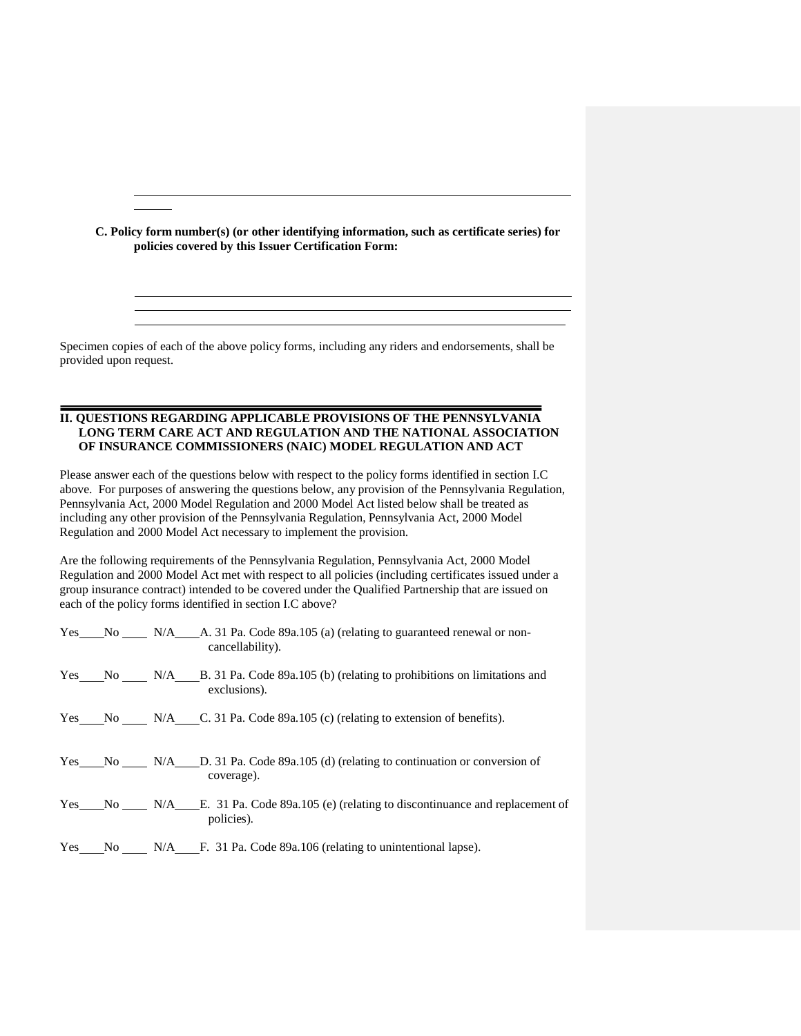**C. Policy form number(s) (or other identifying information, such as certificate series) for policies covered by this Issuer Certification Form:**

Specimen copies of each of the above policy forms, including any riders and endorsements, shall be provided upon request.

---

## II. QUESTIONS REGARDING APPLICABLE PROVISIONS OF THE PENNSYLVANIA LONG TERM CARE ACT AND REGULATION AND THE NATIONAL ASSOCIATION OF INSURANCE COMMISSIONERS (NAIC) MODEL REGULATION AND ACT

Please answer each of the questions below with respect to the policy forms identified in section I.C above. For purposes of answering the questions below, any provision of the Pennsylvania Regulation, Pennsylvania Act, 2000 Model Regulation and 2000 Model Act listed below shall be treated as including any other provision of the Pennsylvania Regulation, Pennsylvania Act, 2000 Model Regulation and 2000 Model Act necessary to implement the provision.

Are the following requirements of the Pennsylvania Regulation, Pennsylvania Act, 2000 Model Regulation and 2000 Model Act met with respect to all policies (including certificates issued under a group insurance contract) intended to be covered under the Qualified Partnership that are issued on each of the policy forms identified in section I.C above?

Yes____No ____ N/A____A. 31 Pa. Code 89a.105 (a) (relating to guaranteed renewal or non-cancellability).

Yes____No ____ N/A____B. 31 Pa. Code 89a.105 (b) (relating to prohibitions on limitations and exclusions).

Yes____No ____ N/A____C. 31 Pa. Code 89a.105 (c) (relating to extension of benefits).

Yes____No ____ N/A____D. 31 Pa. Code 89a.105 (d) (relating to continuation or conversion of coverage).

Yes____No ____ N/A____E. 31 Pa. Code 89a.105 (e) (relating to discontinuance and replacement of policies).

Yes____No ____ N/A____F. 31 Pa. Code 89a.106 (relating to unintentional lapse).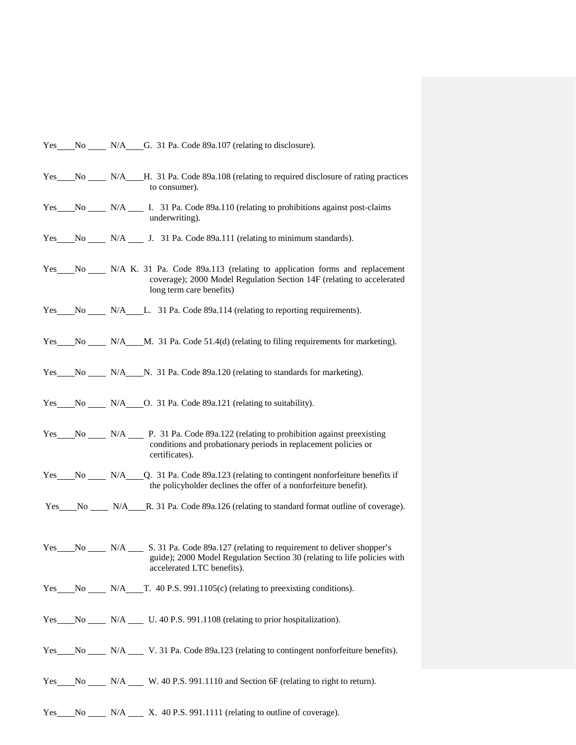Yes____No ____ N/A____G. 31 Pa. Code 89a.107 (relating to disclosure).

Yes____No ____ N/A____H. 31 Pa. Code 89a.108 (relating to required disclosure of rating practices to consumer).

Yes____No ____ N/A ____ I. 31 Pa. Code 89a.110 (relating to prohibitions against post-claims underwriting).

Yes____No ____ N/A ____ J. 31 Pa. Code 89a.111 (relating to minimum standards).

Yes____No ____ N/A K. 31 Pa. Code 89a.113 (relating to application forms and replacement coverage); 2000 Model Regulation Section 14F (relating to accelerated long term care benefits)

Yes____No ____ N/A____L. 31 Pa. Code 89a.114 (relating to reporting requirements).

Yes____No ____ N/A____M. 31 Pa. Code 51.4(d) (relating to filing requirements for marketing).

Yes____No ____ N/A____N. 31 Pa. Code 89a.120 (relating to standards for marketing).

Yes____No ____ N/A____O. 31 Pa. Code 89a.121 (relating to suitability).

Yes____No ____ N/A ____ P. 31 Pa. Code 89a.122 (relating to prohibition against preexisting conditions and probationary periods in replacement policies or certificates).

Yes____No ____ N/A____Q. 31 Pa. Code 89a.123 (relating to contingent nonforfeiture benefits if the policyholder declines the offer of a nonforfeiture benefit).

Yes____No ____ N/A____R. 31 Pa. Code 89a.126 (relating to standard format outline of coverage).

Yes____No ____ N/A ____ S. 31 Pa. Code 89a.127 (relating to requirement to deliver shopper's guide); 2000 Model Regulation Section 30 (relating to life policies with accelerated LTC benefits).

Yes____No ____ N/A____T. 40 P.S. 991.1105(c) (relating to preexisting conditions).

Yes____No ____ N/A ____ U. 40 P.S. 991.1108 (relating to prior hospitalization).

Yes____No ____ N/A ____ V. 31 Pa. Code 89a.123 (relating to contingent nonforfeiture benefits).

Yes____No ____ N/A ____ W. 40 P.S. 991.1110 and Section 6F (relating to right to return).

Yes____No ____ N/A ____ X. 40 P.S. 991.1111 (relating to outline of coverage).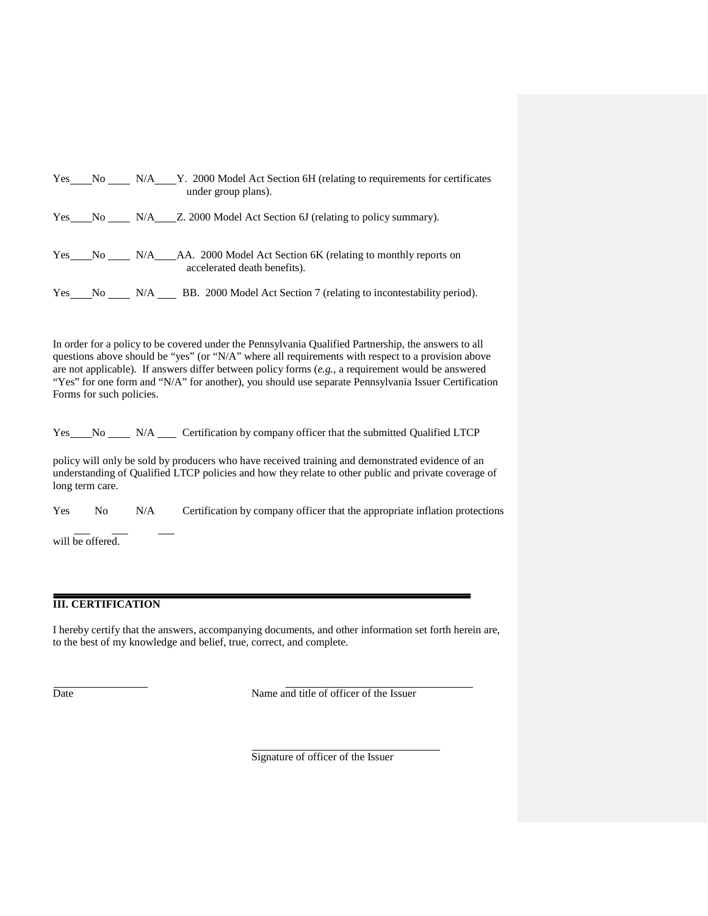Yes____No ____ N/A____Y. 2000 Model Act Section 6H (relating to requirements for certificates under group plans).

Yes____No ____ N/A____Z. 2000 Model Act Section 6J (relating to policy summary).

Yes____No ____ N/A____AA. 2000 Model Act Section 6K (relating to monthly reports on accelerated death benefits).

Yes____No ____ N/A ____ BB. 2000 Model Act Section 7 (relating to incontestability period).

In order for a policy to be covered under the Pennsylvania Qualified Partnership, the answers to all questions above should be "yes" (or "N/A" where all requirements with respect to a provision above are not applicable). If answers differ between policy forms (*e.g.*, a requirement would be answered "Yes" for one form and "N/A" for another), you should use separate Pennsylvania Issuer Certification Forms for such policies.

Yes____No ____ N/A ____ Certification by company officer that the submitted Qualified LTCP policy will only be sold by producers who have received training and demonstrated evidence of an understanding of Qualified LTCP policies and how they relate to other public and private coverage of long term care.

Yes____No ____ N/A ____ Certification by company officer that the appropriate inflation protections will be offered.

## III. CERTIFICATION

I hereby certify that the answers, accompanying documents, and other information set forth herein are, to the best of my knowledge and belief, true, correct, and complete.

______________________  ______________________________________
Date  Name and title of officer of the Issuer

______________________________________
Signature of officer of the Issuer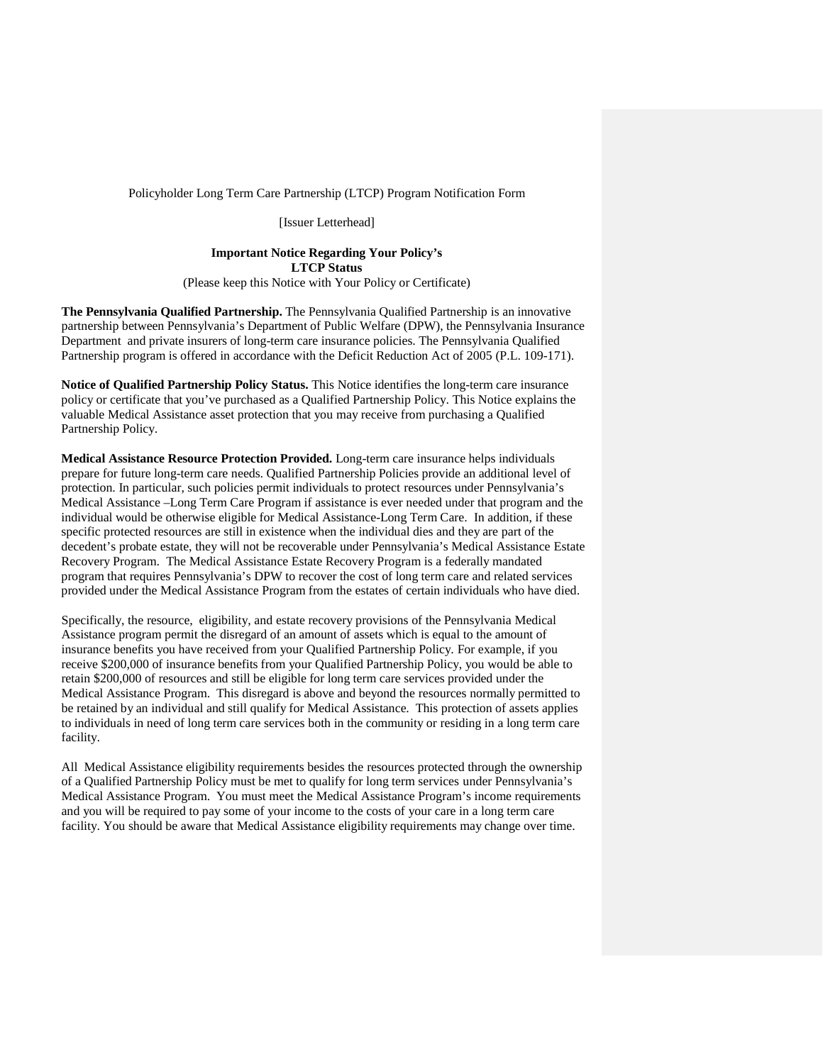Policyholder Long Term Care Partnership (LTCP) Program Notification Form

[Issuer Letterhead]

**Important Notice Regarding Your Policy's LTCP Status**

(Please keep this Notice with Your Policy or Certificate)

**The Pennsylvania Qualified Partnership.** The Pennsylvania Qualified Partnership is an innovative partnership between Pennsylvania's Department of Public Welfare (DPW), the Pennsylvania Insurance Department and private insurers of long-term care insurance policies. The Pennsylvania Qualified Partnership program is offered in accordance with the Deficit Reduction Act of 2005 (P.L. 109-171).

**Notice of Qualified Partnership Policy Status.** This Notice identifies the long-term care insurance policy or certificate that you've purchased as a Qualified Partnership Policy. This Notice explains the valuable Medical Assistance asset protection that you may receive from purchasing a Qualified Partnership Policy.

**Medical Assistance Resource Protection Provided.** Long-term care insurance helps individuals prepare for future long-term care needs. Qualified Partnership Policies provide an additional level of protection. In particular, such policies permit individuals to protect resources under Pennsylvania's Medical Assistance –Long Term Care Program if assistance is ever needed under that program and the individual would be otherwise eligible for Medical Assistance-Long Term Care. In addition, if these specific protected resources are still in existence when the individual dies and they are part of the decedent's probate estate, they will not be recoverable under Pennsylvania's Medical Assistance Estate Recovery Program. The Medical Assistance Estate Recovery Program is a federally mandated program that requires Pennsylvania's DPW to recover the cost of long term care and related services provided under the Medical Assistance Program from the estates of certain individuals who have died.

Specifically, the resource, eligibility, and estate recovery provisions of the Pennsylvania Medical Assistance program permit the disregard of an amount of assets which is equal to the amount of insurance benefits you have received from your Qualified Partnership Policy. For example, if you receive $200,000 of insurance benefits from your Qualified Partnership Policy, you would be able to retain $200,000 of resources and still be eligible for long term care services provided under the Medical Assistance Program. This disregard is above and beyond the resources normally permitted to be retained by an individual and still qualify for Medical Assistance. This protection of assets applies to individuals in need of long term care services both in the community or residing in a long term care facility.

All Medical Assistance eligibility requirements besides the resources protected through the ownership of a Qualified Partnership Policy must be met to qualify for long term services under Pennsylvania's Medical Assistance Program. You must meet the Medical Assistance Program's income requirements and you will be required to pay some of your income to the costs of your care in a long term care facility. You should be aware that Medical Assistance eligibility requirements may change over time.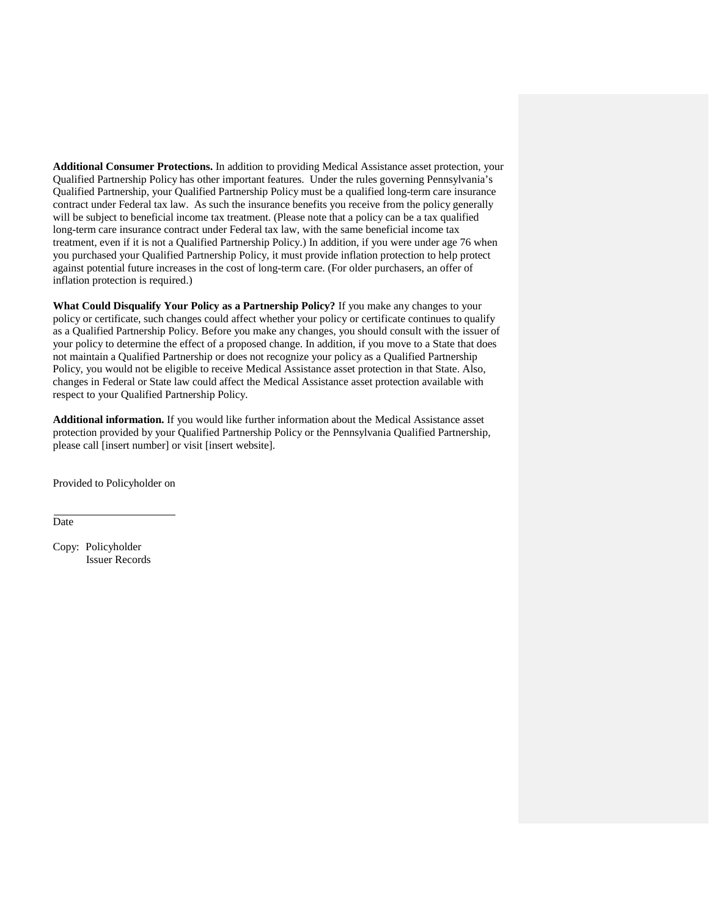**Additional Consumer Protections.** In addition to providing Medical Assistance asset protection, your Qualified Partnership Policy has other important features. Under the rules governing Pennsylvania's Qualified Partnership, your Qualified Partnership Policy must be a qualified long-term care insurance contract under Federal tax law. As such the insurance benefits you receive from the policy generally will be subject to beneficial income tax treatment. (Please note that a policy can be a tax qualified long-term care insurance contract under Federal tax law, with the same beneficial income tax treatment, even if it is not a Qualified Partnership Policy.) In addition, if you were under age 76 when you purchased your Qualified Partnership Policy, it must provide inflation protection to help protect against potential future increases in the cost of long-term care. (For older purchasers, an offer of inflation protection is required.)

**What Could Disqualify Your Policy as a Partnership Policy?** If you make any changes to your policy or certificate, such changes could affect whether your policy or certificate continues to qualify as a Qualified Partnership Policy. Before you make any changes, you should consult with the issuer of your policy to determine the effect of a proposed change. In addition, if you move to a State that does not maintain a Qualified Partnership or does not recognize your policy as a Qualified Partnership Policy, you would not be eligible to receive Medical Assistance asset protection in that State. Also, changes in Federal or State law could affect the Medical Assistance asset protection available with respect to your Qualified Partnership Policy.

**Additional information.** If you would like further information about the Medical Assistance asset protection provided by your Qualified Partnership Policy or the Pennsylvania Qualified Partnership, please call [insert number] or visit [insert website].

Provided to Policyholder on

______________________
Date

Copy: Policyholder
Issuer Records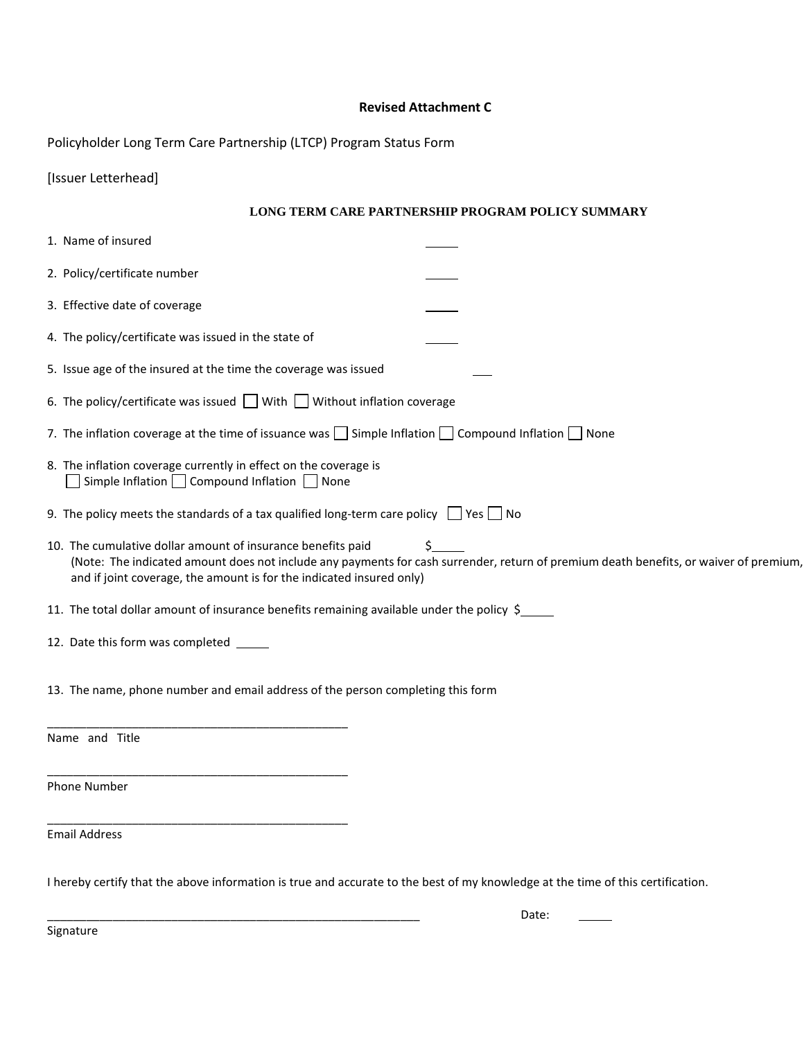**Revised Attachment C**

Policyholder Long Term Care Partnership (LTCP) Program Status Form

[Issuer Letterhead]

## LONG TERM CARE PARTNERSHIP PROGRAM POLICY SUMMARY

1. Name of insured ______
2. Policy/certificate number ______
3. Effective date of coverage ______
4. The policy/certificate was issued in the state of ______
5. Issue age of the insured at the time the coverage was issued ___
6. The policy/certificate was issued ☐ With ☐ Without inflation coverage
7. The inflation coverage at the time of issuance was ☐ Simple Inflation ☐ Compound Inflation ☐ None
8. The inflation coverage currently in effect on the coverage is
   ☐ Simple Inflation ☐ Compound Inflation ☐ None
9. The policy meets the standards of a tax qualified long-term care policy ☐ Yes ☐ No
10. The cumulative dollar amount of insurance benefits paid $______
    (Note: The indicated amount does not include any payments for cash surrender, return of premium death benefits, or waiver of premium, and if joint coverage, the amount is for the indicated insured only)
11. The total dollar amount of insurance benefits remaining available under the policy $______
12. Date this form was completed ______
13. The name, phone number and email address of the person completing this form

_______________________________________________

Name and Title

_______________________________________________

Phone Number

_______________________________________________

Email Address

I hereby certify that the above information is true and accurate to the best of my knowledge at the time of this certification.

___________________________________________________________ Date: ______

Signature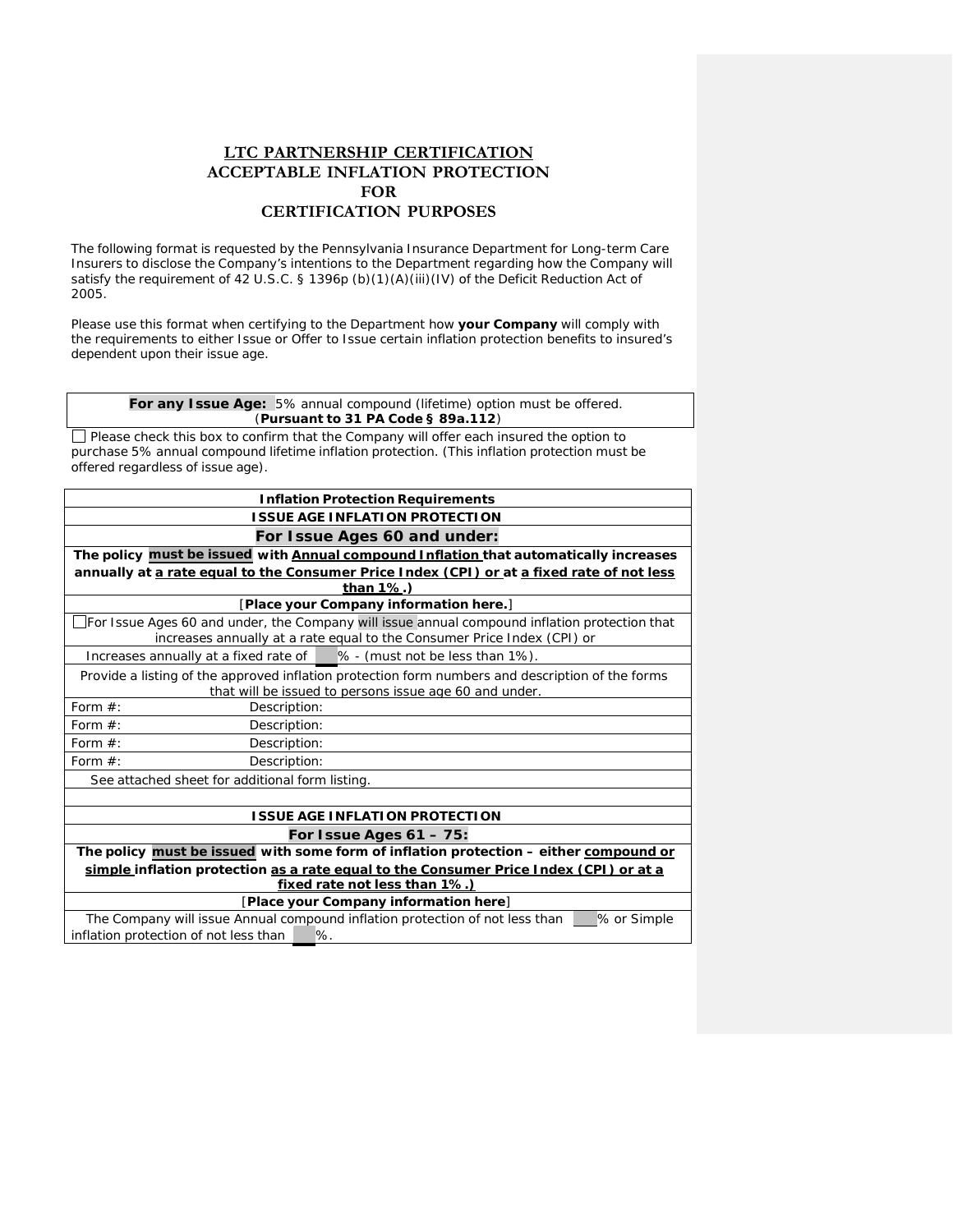# LTC PARTNERSHIP CERTIFICATION ACCEPTABLE INFLATION PROTECTION FOR CERTIFICATION PURPOSES

The following format is requested by the Pennsylvania Insurance Department for Long-term Care Insurers to disclose the Company's intentions to the Department regarding how the Company will satisfy the requirement of 42 U.S.C. § 1396p (b)(1)(A)(iii)(IV) of the Deficit Reduction Act of 2005.

Please use this format when certifying to the Department how **your Company** will comply with the requirements to either Issue or Offer to Issue certain inflation protection benefits to insured's dependent upon their issue age.

| **For any Issue Age:** 5% annual compound (lifetime) option must be offered. (**Pursuant to 31 PA Code § 89a.112**) |
|---|

☐ Please check this box to confirm that the Company will offer each insured the option to purchase 5% annual compound lifetime inflation protection. (This inflation protection must be offered regardless of issue age).

| **Inflation Protection Requirements** | |
|---|---|
| **ISSUE AGE INFLATION PROTECTION** | |
| **For Issue Ages 60 and under:** | |
| **The policy must be issued with Annual compound Inflation that automatically increases annually at a rate equal to the Consumer Price Index (CPI) or at a fixed rate of not less than 1%.)** | |
| [**Place your Company information here.**] | |
| ☐ For Issue Ages 60 and under, the Company will issue annual compound inflation protection that increases annually at a rate equal to the Consumer Price Index (CPI) or | |
| Increases annually at a fixed rate of ___% - (must not be less than 1%). | |
| Provide a listing of the approved inflation protection form numbers and description of the forms that will be issued to persons issue age 60 and under. | |
| Form #: | Description: |
| Form #: | Description: |
| Form #: | Description: |
| Form #: | Description: |
| See attached sheet for additional form listing. | |
| | |
| **ISSUE AGE INFLATION PROTECTION** | |
| **For Issue Ages 61 – 75:** | |
| **The policy must be issued with some form of inflation protection – either compound or simple inflation protection as a rate equal to the Consumer Price Index (CPI) or at a fixed rate not less than 1%.)** | |
| [**Place your Company information here**] | |
| The Company will issue Annual compound inflation protection of not less than ___% or Simple inflation protection of not less than ___%. | |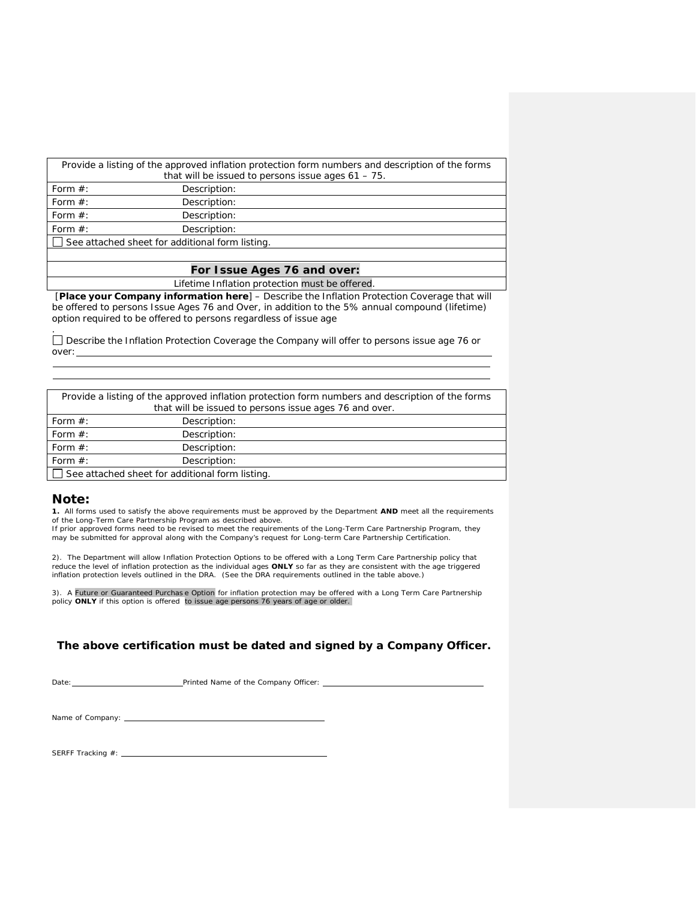| Provide a listing of the approved inflation protection form numbers and description of the forms that will be issued to persons issue ages 61 – 75. | |
|---|---|
| Form #: | Description: |
| Form #: | Description: |
| Form #: | Description: |
| Form #: | Description: |
| ☐ See attached sheet for additional form listing. | |
| | |
| **For Issue Ages 76 and over:** | |
| Lifetime Inflation protection must be offered. | |

[**Place your Company information here**] – Describe the Inflation Protection Coverage that will be offered to persons Issue Ages 76 and Over, in addition to the 5% annual compound (lifetime) option required to be offered to persons regardless of issue age

.

☐ Describe the Inflation Protection Coverage the Company will offer to persons issue age 76 or over: ____________________

____________________

____________________

| Provide a listing of the approved inflation protection form numbers and description of the forms that will be issued to persons issue ages 76 and over. | |
|---|---|
| Form #: | Description: |
| Form #: | Description: |
| Form #: | Description: |
| Form #: | Description: |
| ☐ See attached sheet for additional form listing. | |

## Note:

**1.** All forms used to satisfy the above requirements must be approved by the Department **AND** meet all the requirements of the Long-Term Care Partnership Program as described above.
If prior approved forms need to be revised to meet the requirements of the Long-Term Care Partnership Program, they may be submitted for approval along with the Company's request for Long-term Care Partnership Certification.

2). The Department will allow Inflation Protection Options to be offered with a Long Term Care Partnership policy that reduce the level of inflation protection as the individual ages **ONLY** so far as they are consistent with the age triggered inflation protection levels outlined in the DRA. (See the DRA requirements outlined in the table above.)

3). A Future or Guaranteed Purchas e Option for inflation protection may be offered with a Long Term Care Partnership policy **ONLY** if this option is offered to issue age persons 76 years of age or older.

**The above certification must be dated and signed by a Company Officer.**

Date: ____________________ Printed Name of the Company Officer: ____________________

Name of Company: ____________________

SERFF Tracking #: ____________________